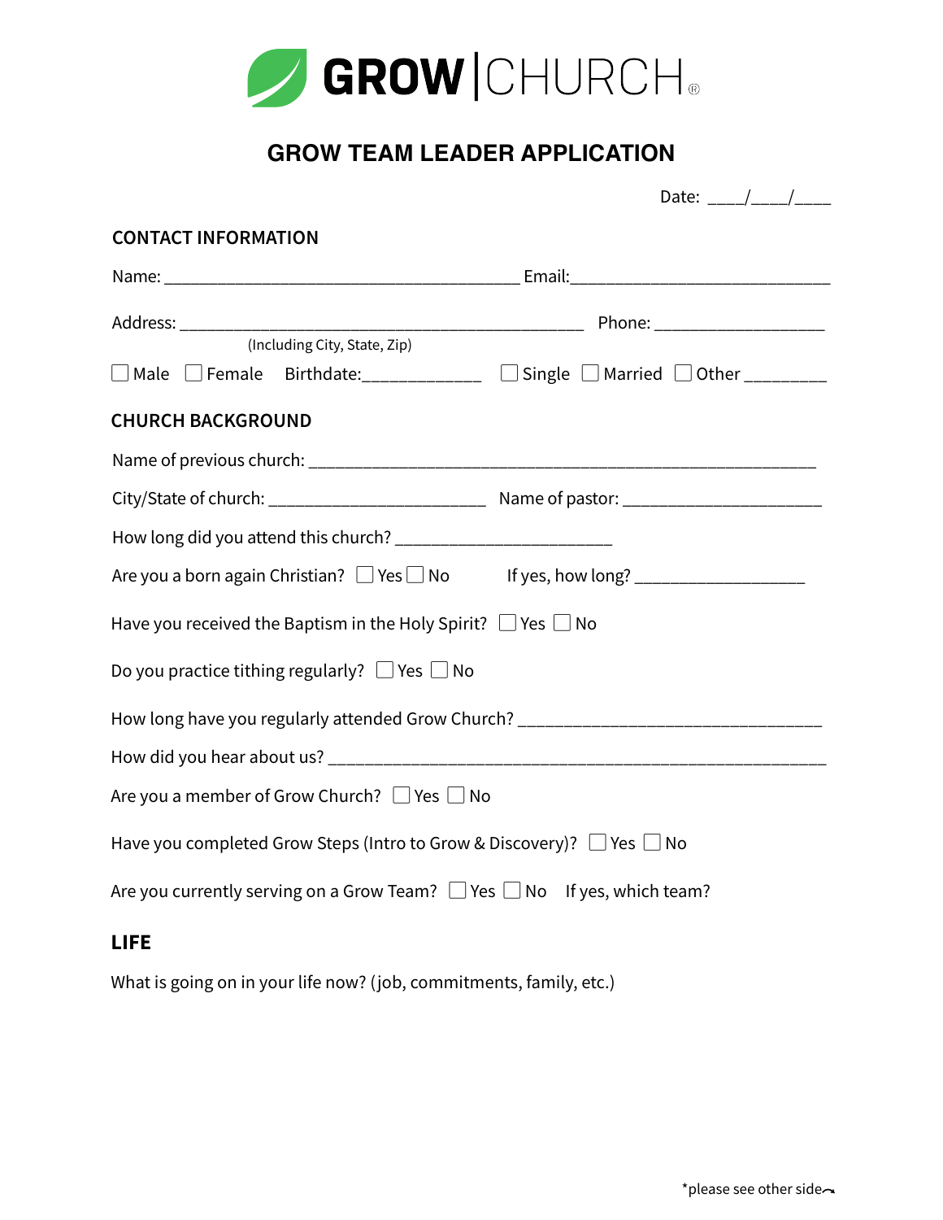GROW | CHURCH®

# GROW TEAM LEADER APPLICATION

Date: ____/____/____

## CONTACT INFORMATION

Name: ________________________________________ Email:____________________________

Address: ____________________________________________ Phone: ___________________

(Including City, State, Zip)

☐ Male ☐ Female Birthdate:_____________ ☐ Single ☐ Married ☐ Other _________

## CHURCH BACKGROUND

Name of previous church: _________________________________________________________

City/State of church: ________________________ Name of pastor: ______________________

How long did you attend this church? ________________________

Are you a born again Christian? ☐ Yes ☐ No If yes, how long? ___________________

Have you received the Baptism in the Holy Spirit? ☐ Yes ☐ No

Do you practice tithing regularly? ☐ Yes ☐ No

How long have you regularly attended Grow Church? __________________________________

How did you hear about us? _______________________________________________________

Are you a member of Grow Church? ☐ Yes ☐ No

Have you completed Grow Steps (Intro to Grow & Discovery)? ☐ Yes ☐ No

Are you currently serving on a Grow Team? ☐ Yes ☐ No If yes, which team?

## LIFE

What is going on in your life now? (job, commitments, family, etc.)

*please see other side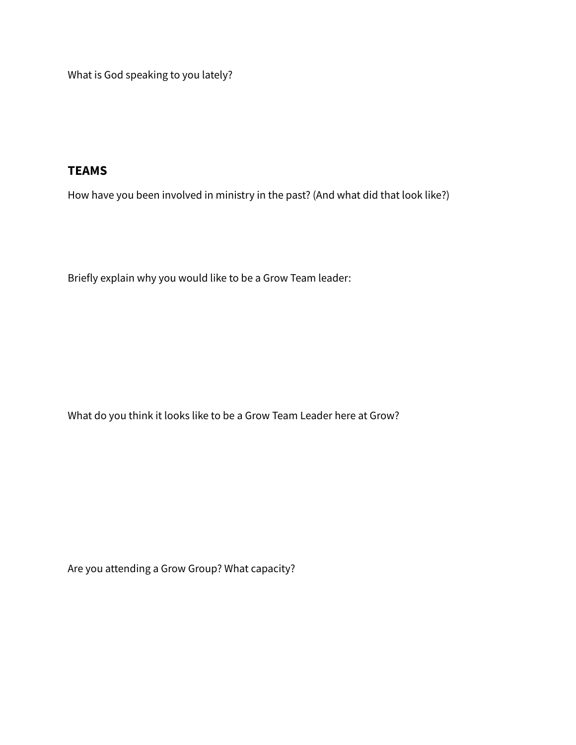What is God speaking to you lately?

## TEAMS

How have you been involved in ministry in the past? (And what did that look like?)

Briefly explain why you would like to be a Grow Team leader:

What do you think it looks like to be a Grow Team Leader here at Grow?

Are you attending a Grow Group? What capacity?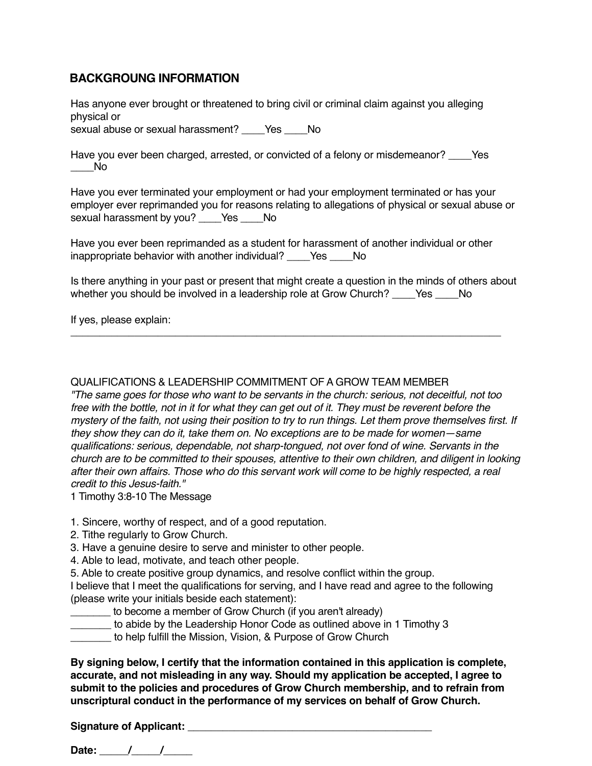## BACKGROUNG INFORMATION

Has anyone ever brought or threatened to bring civil or criminal claim against you alleging physical or
sexual abuse or sexual harassment? ____Yes ____No

Have you ever been charged, arrested, or convicted of a felony or misdemeanor? ____Yes ____No

Have you ever terminated your employment or had your employment terminated or has your employer ever reprimanded you for reasons relating to allegations of physical or sexual abuse or sexual harassment by you? ____Yes ____No

Have you ever been reprimanded as a student for harassment of another individual or other inappropriate behavior with another individual? ____Yes ____No

Is there anything in your past or present that might create a question in the minds of others about whether you should be involved in a leadership role at Grow Church? ____Yes ____No

If yes, please explain:
______________________________________________________________________________

QUALIFICATIONS & LEADERSHIP COMMITMENT OF A GROW TEAM MEMBER

*"The same goes for those who want to be servants in the church: serious, not deceitful, not too free with the bottle, not in it for what they can get out of it. They must be reverent before the mystery of the faith, not using their position to try to run things. Let them prove themselves first. If they show they can do it, take them on. No exceptions are to be made for women—same qualifications: serious, dependable, not sharp-tongued, not over fond of wine. Servants in the church are to be committed to their spouses, attentive to their own children, and diligent in looking after their own affairs. Those who do this servant work will come to be highly respected, a real credit to this Jesus-faith."*

1 Timothy 3:8-10 The Message

1. Sincere, worthy of respect, and of a good reputation.
2. Tithe regularly to Grow Church.
3. Have a genuine desire to serve and minister to other people.
4. Able to lead, motivate, and teach other people.
5. Able to create positive group dynamics, and resolve conflict within the group.

I believe that I meet the qualifications for serving, and I have read and agree to the following (please write your initials beside each statement):

_______ to become a member of Grow Church (if you aren't already)
_______ to abide by the Leadership Honor Code as outlined above in 1 Timothy 3
_______ to help fulfill the Mission, Vision, & Purpose of Grow Church

**By signing below, I certify that the information contained in this application is complete, accurate, and not misleading in any way. Should my application be accepted, I agree to submit to the policies and procedures of Grow Church membership, and to refrain from unscriptural conduct in the performance of my services on behalf of Grow Church.**

**Signature of Applicant:** ____________________________________________

**Date:** _____/_____/_____